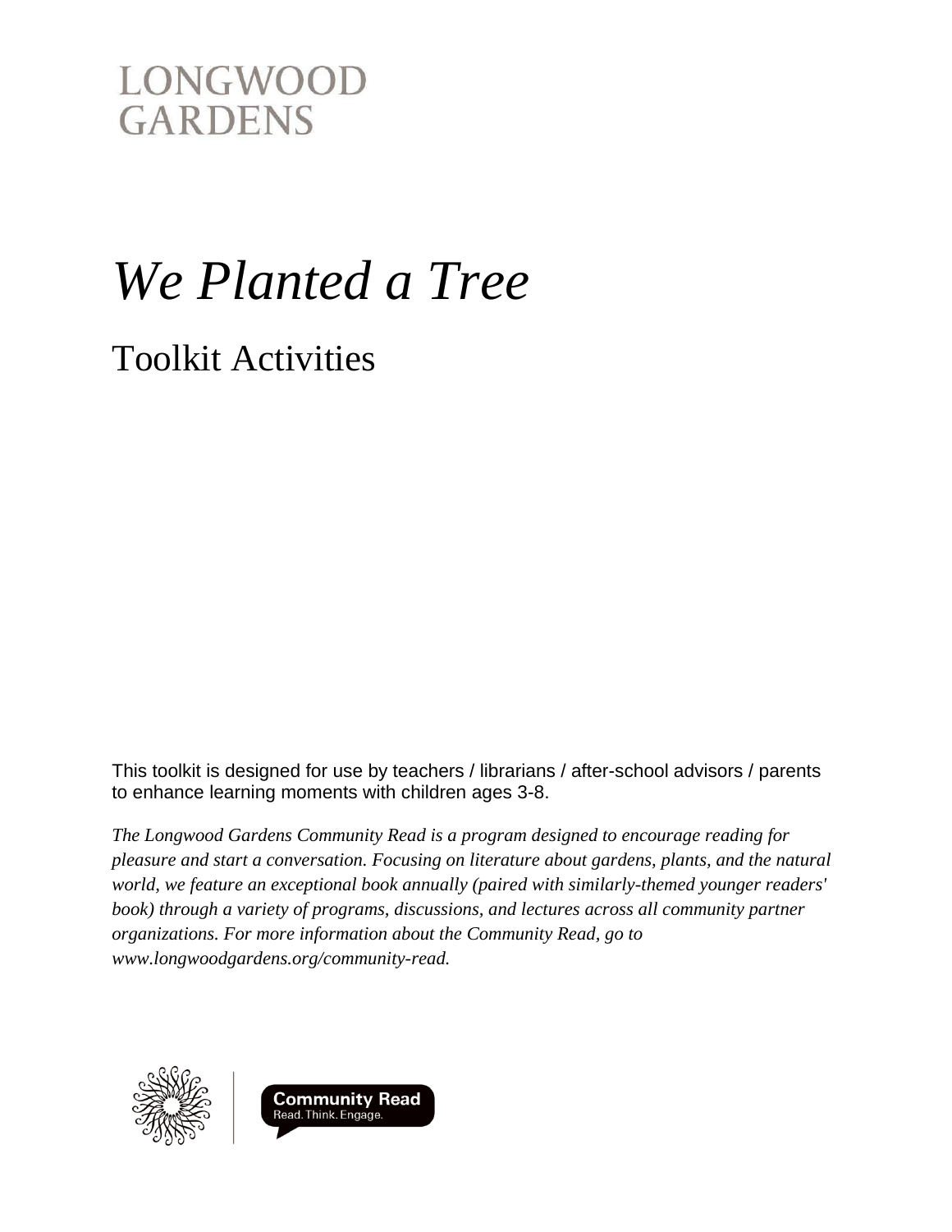LONGWOOD
GARDENS

# *We Planted a Tree*

## Toolkit Activities

This toolkit is designed for use by teachers / librarians / after-school advisors / parents to enhance learning moments with children ages 3-8.

*The Longwood Gardens Community Read is a program designed to encourage reading for pleasure and start a conversation. Focusing on literature about gardens, plants, and the natural world, we feature an exceptional book annually (paired with similarly-themed younger readers' book) through a variety of programs, discussions, and lectures across all community partner organizations. For more information about the Community Read, go to www.longwoodgardens.org/community-read.*

**Community Read**
Read. Think. Engage.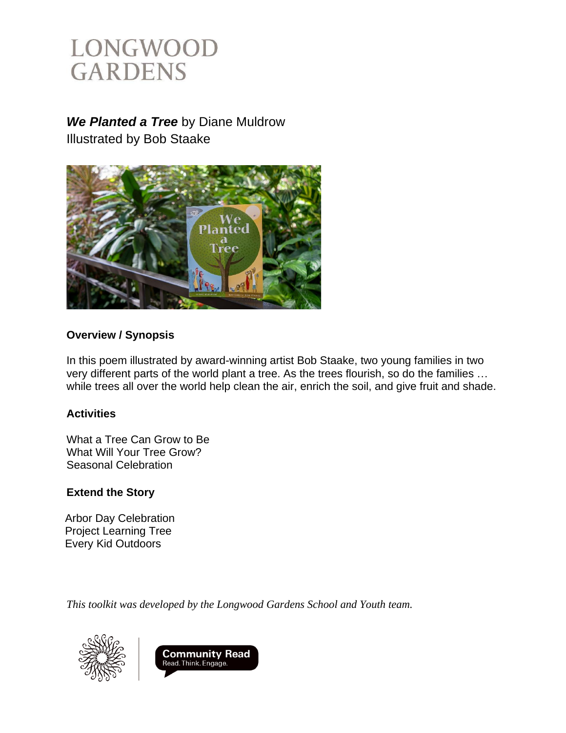# LONGWOOD GARDENS

***We Planted a Tree*** by Diane Muldrow
Illustrated by Bob Staake

**Overview / Synopsis**

In this poem illustrated by award-winning artist Bob Staake, two young families in two very different parts of the world plant a tree. As the trees flourish, so do the families … while trees all over the world help clean the air, enrich the soil, and give fruit and shade.

**Activities**

What a Tree Can Grow to Be
What Will Your Tree Grow?
Seasonal Celebration

**Extend the Story**

Arbor Day Celebration
Project Learning Tree
Every Kid Outdoors

*This toolkit was developed by the Longwood Gardens School and Youth team.*

Community Read
Read. Think. Engage.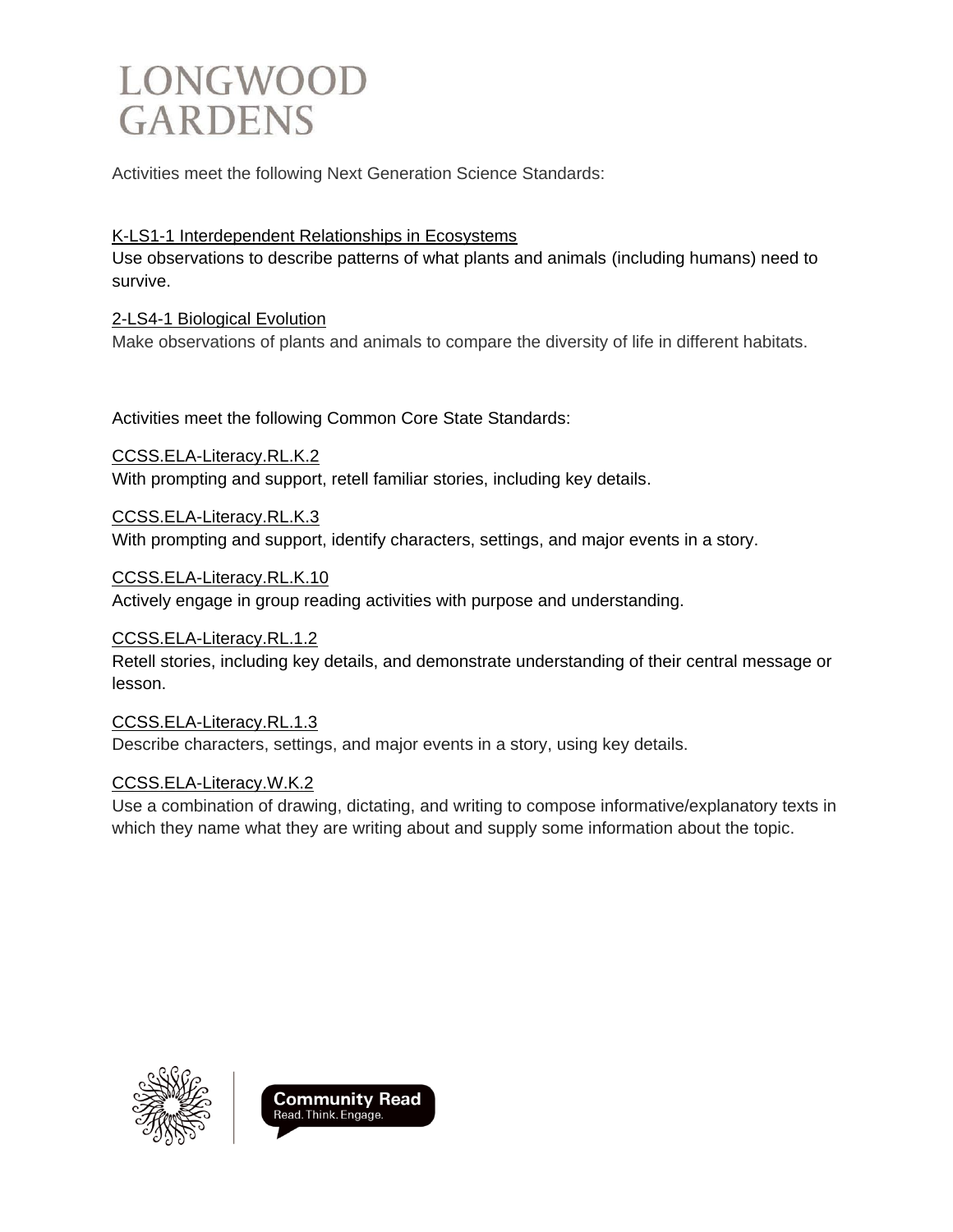# LONGWOOD GARDENS

Activities meet the following Next Generation Science Standards:

K-LS1-1 Interdependent Relationships in Ecosystems
Use observations to describe patterns of what plants and animals (including humans) need to survive.

2-LS4-1 Biological Evolution
Make observations of plants and animals to compare the diversity of life in different habitats.

Activities meet the following Common Core State Standards:

CCSS.ELA-Literacy.RL.K.2
With prompting and support, retell familiar stories, including key details.

CCSS.ELA-Literacy.RL.K.3
With prompting and support, identify characters, settings, and major events in a story.

CCSS.ELA-Literacy.RL.K.10
Actively engage in group reading activities with purpose and understanding.

CCSS.ELA-Literacy.RL.1.2
Retell stories, including key details, and demonstrate understanding of their central message or lesson.

CCSS.ELA-Literacy.RL.1.3
Describe characters, settings, and major events in a story, using key details.

CCSS.ELA-Literacy.W.K.2
Use a combination of drawing, dictating, and writing to compose informative/explanatory texts in which they name what they are writing about and supply some information about the topic.

Community Read
Read. Think. Engage.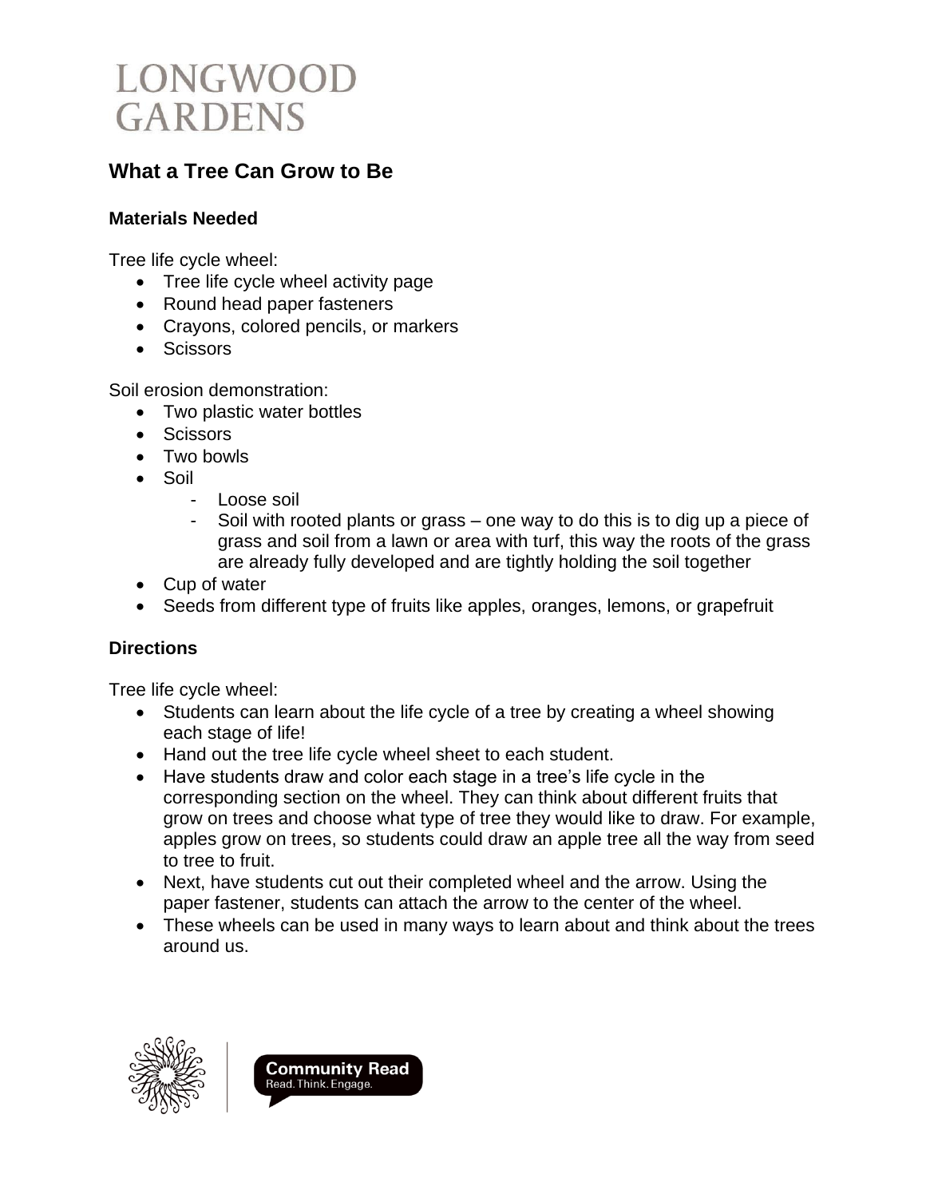# LONGWOOD GARDENS

## What a Tree Can Grow to Be

### Materials Needed

Tree life cycle wheel:

- Tree life cycle wheel activity page
- Round head paper fasteners
- Crayons, colored pencils, or markers
- Scissors

Soil erosion demonstration:

- Two plastic water bottles
- Scissors
- Two bowls
- Soil
  - Loose soil
  - Soil with rooted plants or grass – one way to do this is to dig up a piece of grass and soil from a lawn or area with turf, this way the roots of the grass are already fully developed and are tightly holding the soil together
- Cup of water
- Seeds from different type of fruits like apples, oranges, lemons, or grapefruit

### Directions

Tree life cycle wheel:

- Students can learn about the life cycle of a tree by creating a wheel showing each stage of life!
- Hand out the tree life cycle wheel sheet to each student.
- Have students draw and color each stage in a tree's life cycle in the corresponding section on the wheel. They can think about different fruits that grow on trees and choose what type of tree they would like to draw. For example, apples grow on trees, so students could draw an apple tree all the way from seed to tree to fruit.
- Next, have students cut out their completed wheel and the arrow. Using the paper fastener, students can attach the arrow to the center of the wheel.
- These wheels can be used in many ways to learn about and think about the trees around us.

Community Read
Read. Think. Engage.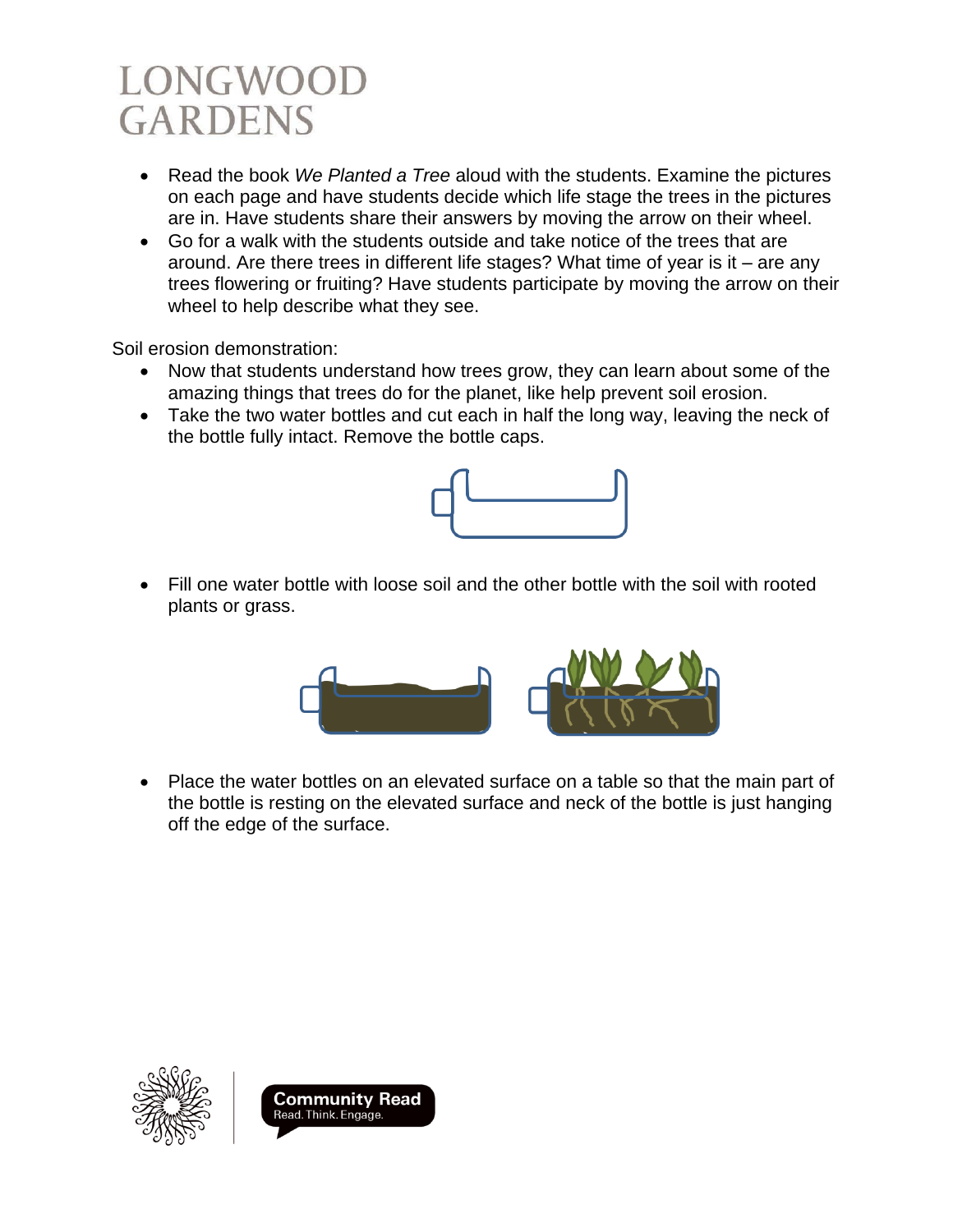- Read the book *We Planted a Tree* aloud with the students. Examine the pictures on each page and have students decide which life stage the trees in the pictures are in. Have students share their answers by moving the arrow on their wheel.
- Go for a walk with the students outside and take notice of the trees that are around. Are there trees in different life stages? What time of year is it – are any trees flowering or fruiting? Have students participate by moving the arrow on their wheel to help describe what they see.

Soil erosion demonstration:

- Now that students understand how trees grow, they can learn about some of the amazing things that trees do for the planet, like help prevent soil erosion.
- Take the two water bottles and cut each in half the long way, leaving the neck of the bottle fully intact. Remove the bottle caps.
- Fill one water bottle with loose soil and the other bottle with the soil with rooted plants or grass.
- Place the water bottles on an elevated surface on a table so that the main part of the bottle is resting on the elevated surface and neck of the bottle is just hanging off the edge of the surface.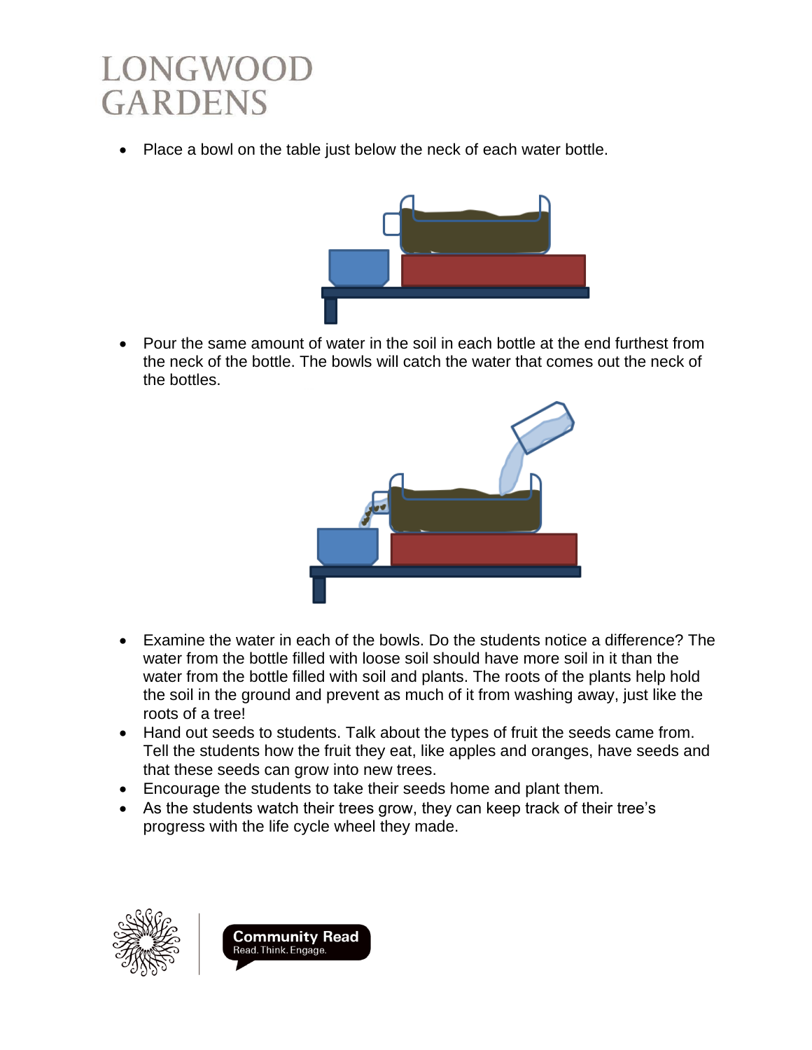- Place a bowl on the table just below the neck of each water bottle.
- Pour the same amount of water in the soil in each bottle at the end furthest from the neck of the bottle. The bowls will catch the water that comes out the neck of the bottles.
- Examine the water in each of the bowls. Do the students notice a difference? The water from the bottle filled with loose soil should have more soil in it than the water from the bottle filled with soil and plants. The roots of the plants help hold the soil in the ground and prevent as much of it from washing away, just like the roots of a tree!
- Hand out seeds to students. Talk about the types of fruit the seeds came from. Tell the students how the fruit they eat, like apples and oranges, have seeds and that these seeds can grow into new trees.
- Encourage the students to take their seeds home and plant them.
- As the students watch their trees grow, they can keep track of their tree's progress with the life cycle wheel they made.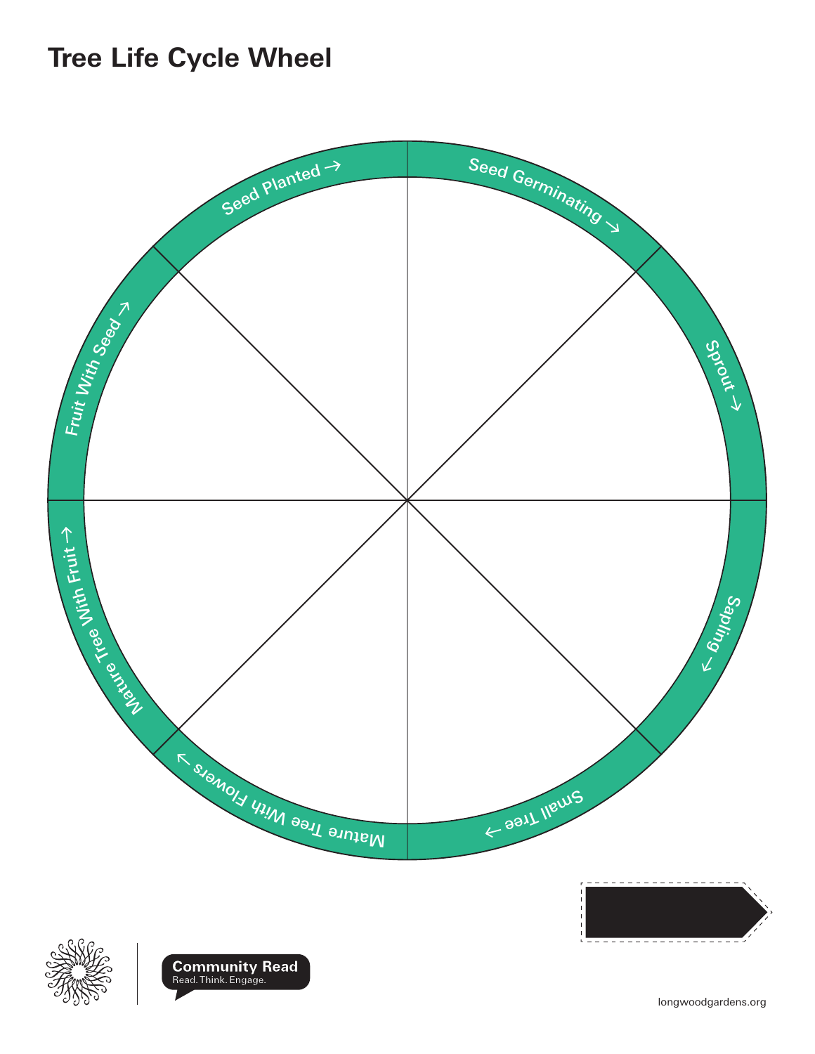# Tree Life Cycle Wheel

Seed Planted →

Seed Germinating →

Sprout →

Sapling →

Small Tree →

Mature Tree With Flowers →

Mature Tree With Fruit →

Fruit With Seed →

Community Read
Read. Think. Engage.

longwoodgardens.org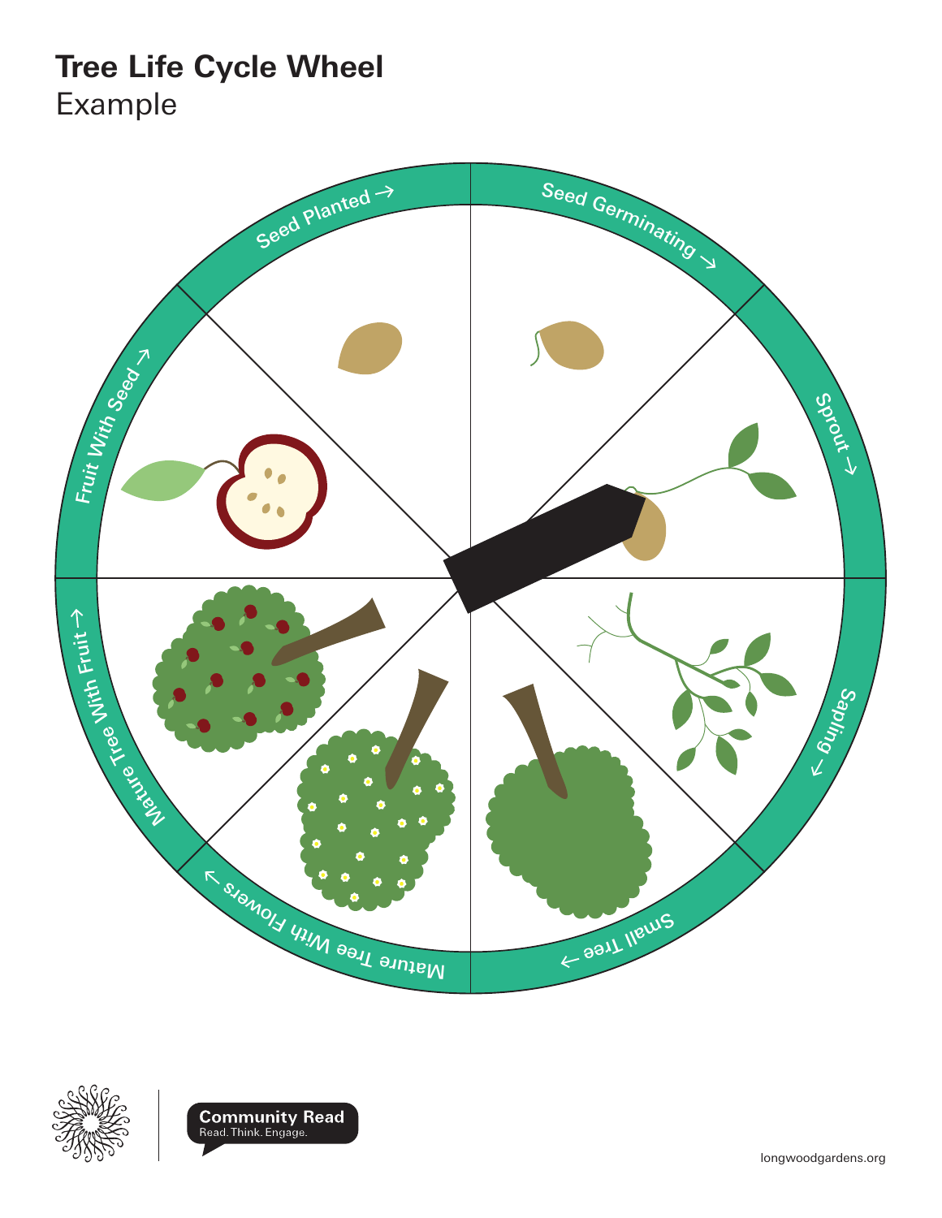# Tree Life Cycle Wheel

Example

Seed Planted →

Seed Germinating →

Sprout →

Sapling →

Small Tree →

Mature Tree With Flowers →

Mature Tree With Fruit →

Fruit With Seed →

Community Read

Read. Think. Engage.

longwoodgardens.org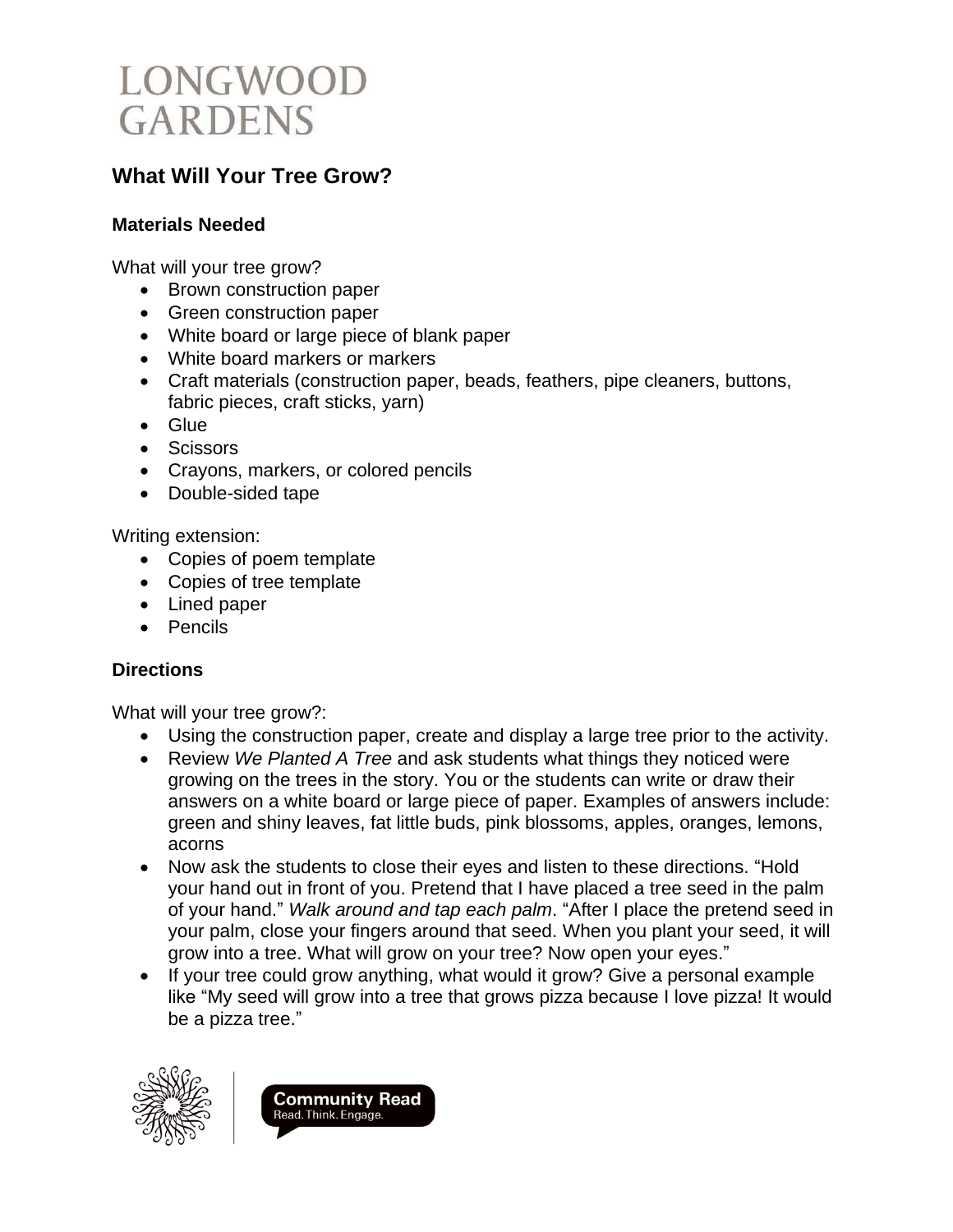# LONGWOOD GARDENS

## What Will Your Tree Grow?

### Materials Needed

What will your tree grow?

- Brown construction paper
- Green construction paper
- White board or large piece of blank paper
- White board markers or markers
- Craft materials (construction paper, beads, feathers, pipe cleaners, buttons, fabric pieces, craft sticks, yarn)
- Glue
- Scissors
- Crayons, markers, or colored pencils
- Double-sided tape

Writing extension:

- Copies of poem template
- Copies of tree template
- Lined paper
- Pencils

### Directions

What will your tree grow?:

- Using the construction paper, create and display a large tree prior to the activity.
- Review *We Planted A Tree* and ask students what things they noticed were growing on the trees in the story. You or the students can write or draw their answers on a white board or large piece of paper. Examples of answers include: green and shiny leaves, fat little buds, pink blossoms, apples, oranges, lemons, acorns
- Now ask the students to close their eyes and listen to these directions. "Hold your hand out in front of you. Pretend that I have placed a tree seed in the palm of your hand." *Walk around and tap each palm*. "After I place the pretend seed in your palm, close your fingers around that seed. When you plant your seed, it will grow into a tree. What will grow on your tree? Now open your eyes."
- If your tree could grow anything, what would it grow? Give a personal example like "My seed will grow into a tree that grows pizza because I love pizza! It would be a pizza tree."

Community Read
Read. Think. Engage.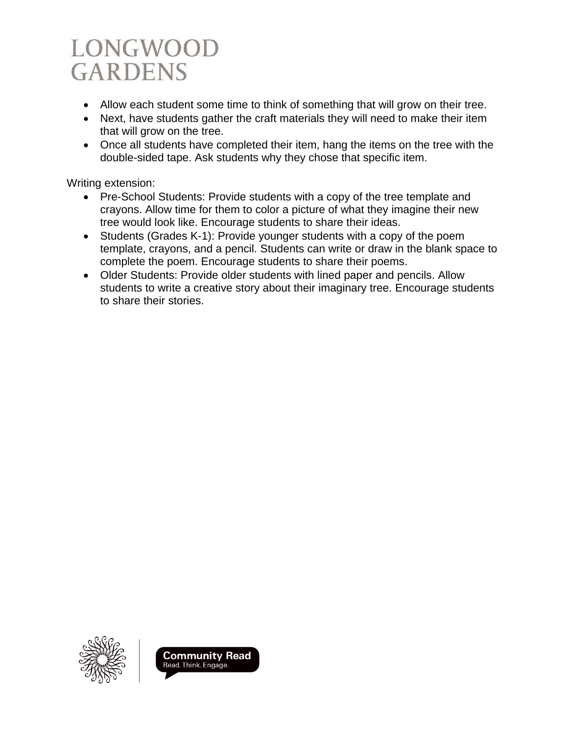- Allow each student some time to think of something that will grow on their tree.
- Next, have students gather the craft materials they will need to make their item that will grow on the tree.
- Once all students have completed their item, hang the items on the tree with the double-sided tape. Ask students why they chose that specific item.

Writing extension:

- Pre-School Students: Provide students with a copy of the tree template and crayons. Allow time for them to color a picture of what they imagine their new tree would look like. Encourage students to share their ideas.
- Students (Grades K-1): Provide younger students with a copy of the poem template, crayons, and a pencil. Students can write or draw in the blank space to complete the poem. Encourage students to share their poems.
- Older Students: Provide older students with lined paper and pencils. Allow students to write a creative story about their imaginary tree. Encourage students to share their stories.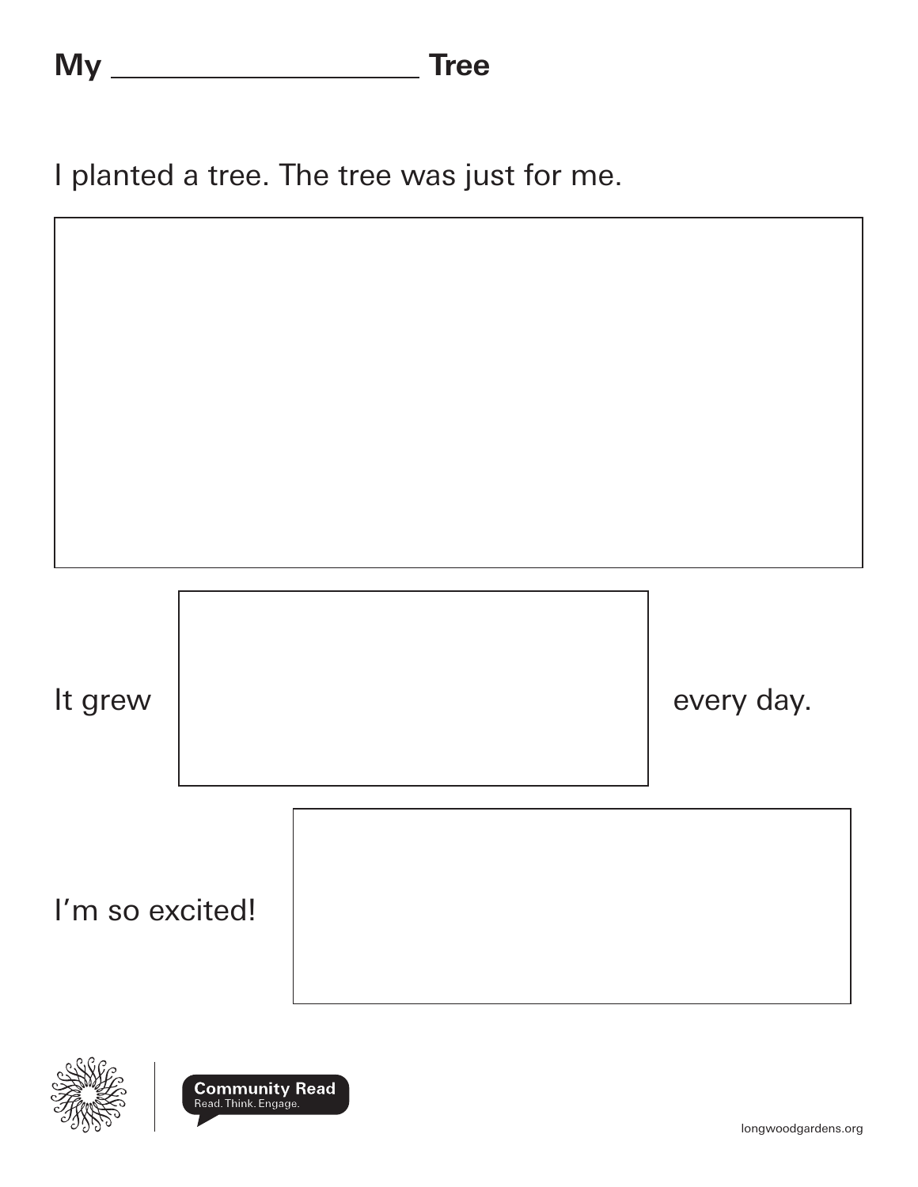# My ____________________ Tree

I planted a tree. The tree was just for me.

It grew ____________________ every day.

I'm so excited!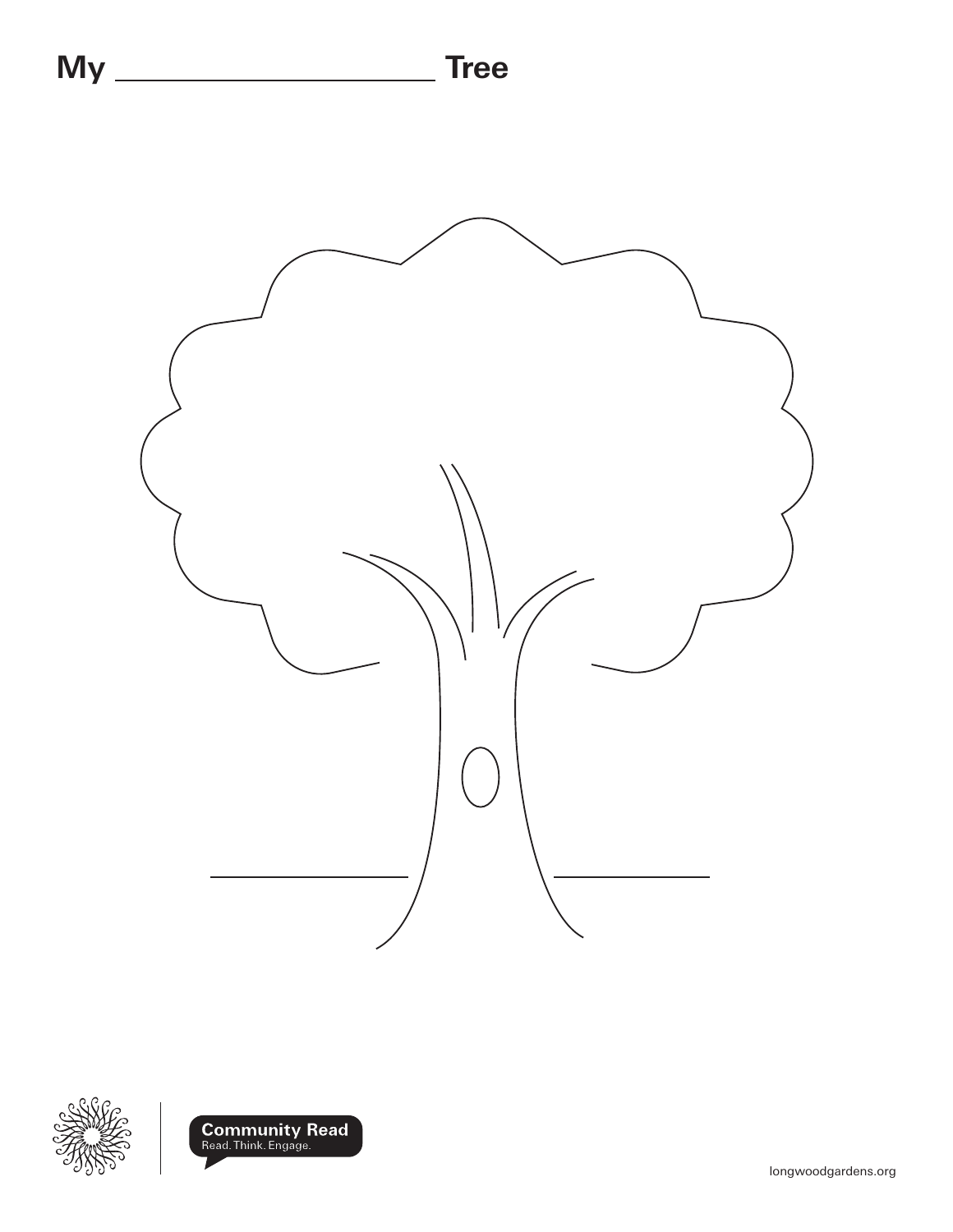# My ____________________ Tree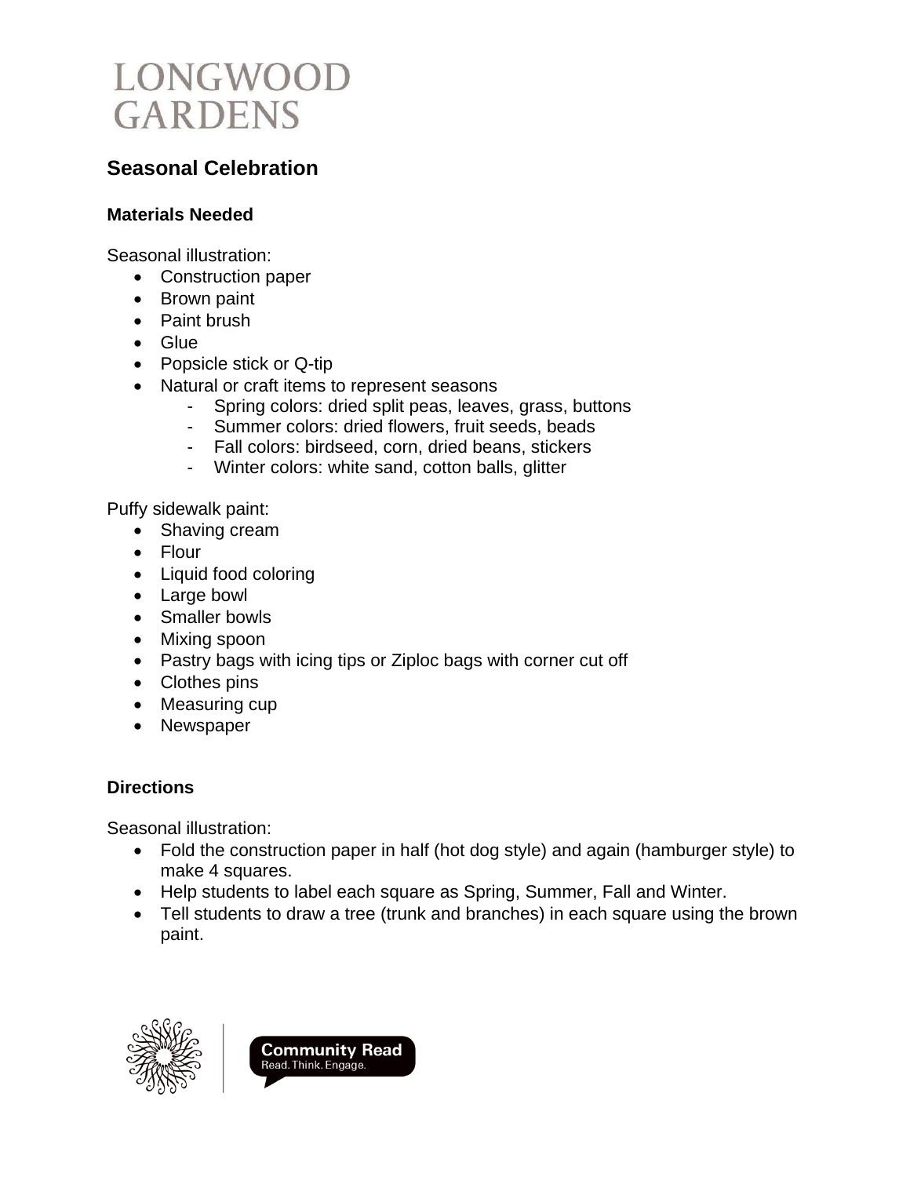# LONGWOOD GARDENS

## Seasonal Celebration

### Materials Needed

Seasonal illustration:

- Construction paper
- Brown paint
- Paint brush
- Glue
- Popsicle stick or Q-tip
- Natural or craft items to represent seasons
    - Spring colors: dried split peas, leaves, grass, buttons
    - Summer colors: dried flowers, fruit seeds, beads
    - Fall colors: birdseed, corn, dried beans, stickers
    - Winter colors: white sand, cotton balls, glitter

Puffy sidewalk paint:

- Shaving cream
- Flour
- Liquid food coloring
- Large bowl
- Smaller bowls
- Mixing spoon
- Pastry bags with icing tips or Ziploc bags with corner cut off
- Clothes pins
- Measuring cup
- Newspaper

### Directions

Seasonal illustration:

- Fold the construction paper in half (hot dog style) and again (hamburger style) to make 4 squares.
- Help students to label each square as Spring, Summer, Fall and Winter.
- Tell students to draw a tree (trunk and branches) in each square using the brown paint.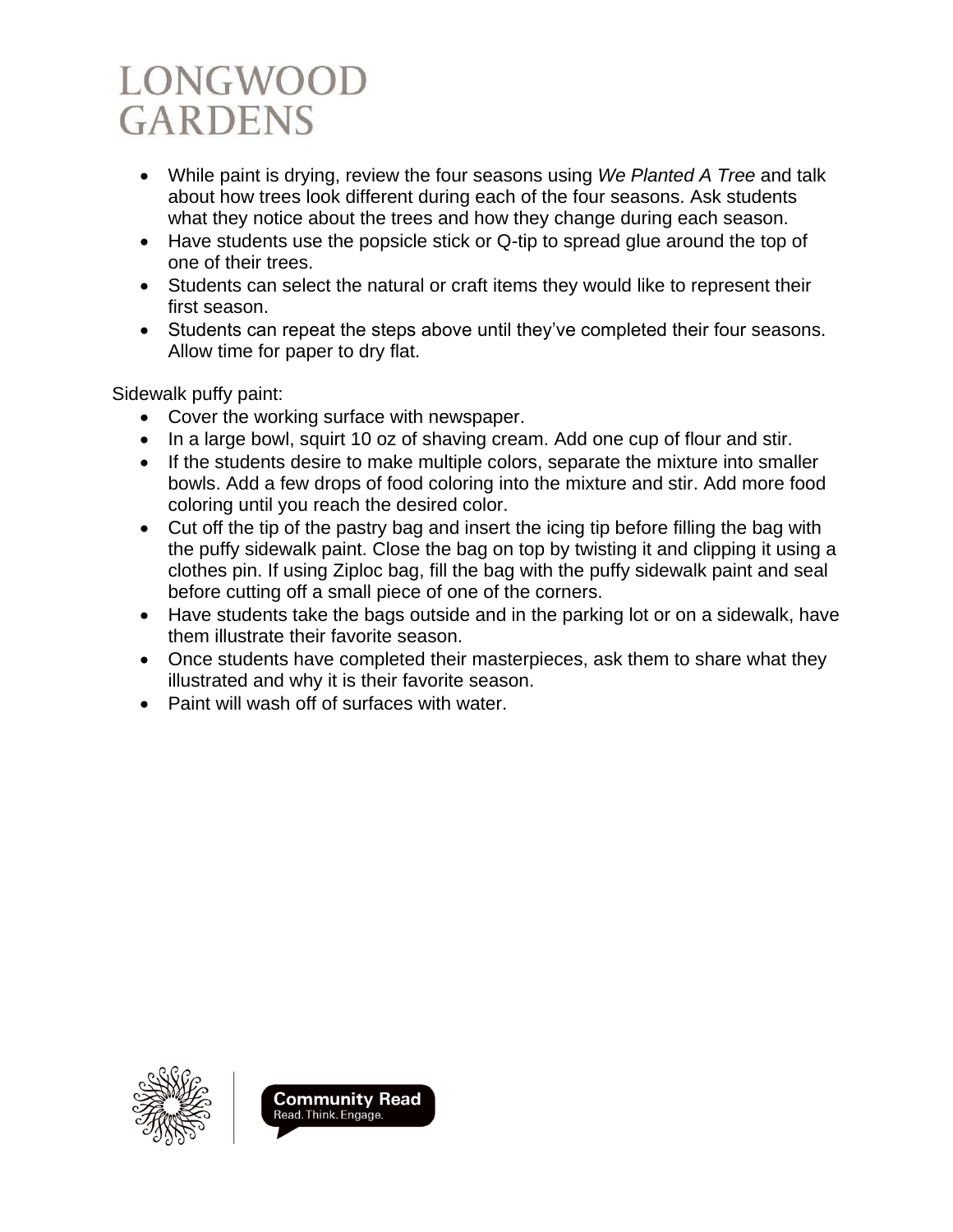- While paint is drying, review the four seasons using *We Planted A Tree* and talk about how trees look different during each of the four seasons. Ask students what they notice about the trees and how they change during each season.
- Have students use the popsicle stick or Q-tip to spread glue around the top of one of their trees.
- Students can select the natural or craft items they would like to represent their first season.
- Students can repeat the steps above until they've completed their four seasons. Allow time for paper to dry flat.

Sidewalk puffy paint:

- Cover the working surface with newspaper.
- In a large bowl, squirt 10 oz of shaving cream. Add one cup of flour and stir.
- If the students desire to make multiple colors, separate the mixture into smaller bowls. Add a few drops of food coloring into the mixture and stir. Add more food coloring until you reach the desired color.
- Cut off the tip of the pastry bag and insert the icing tip before filling the bag with the puffy sidewalk paint. Close the bag on top by twisting it and clipping it using a clothes pin. If using Ziploc bag, fill the bag with the puffy sidewalk paint and seal before cutting off a small piece of one of the corners.
- Have students take the bags outside and in the parking lot or on a sidewalk, have them illustrate their favorite season.
- Once students have completed their masterpieces, ask them to share what they illustrated and why it is their favorite season.
- Paint will wash off of surfaces with water.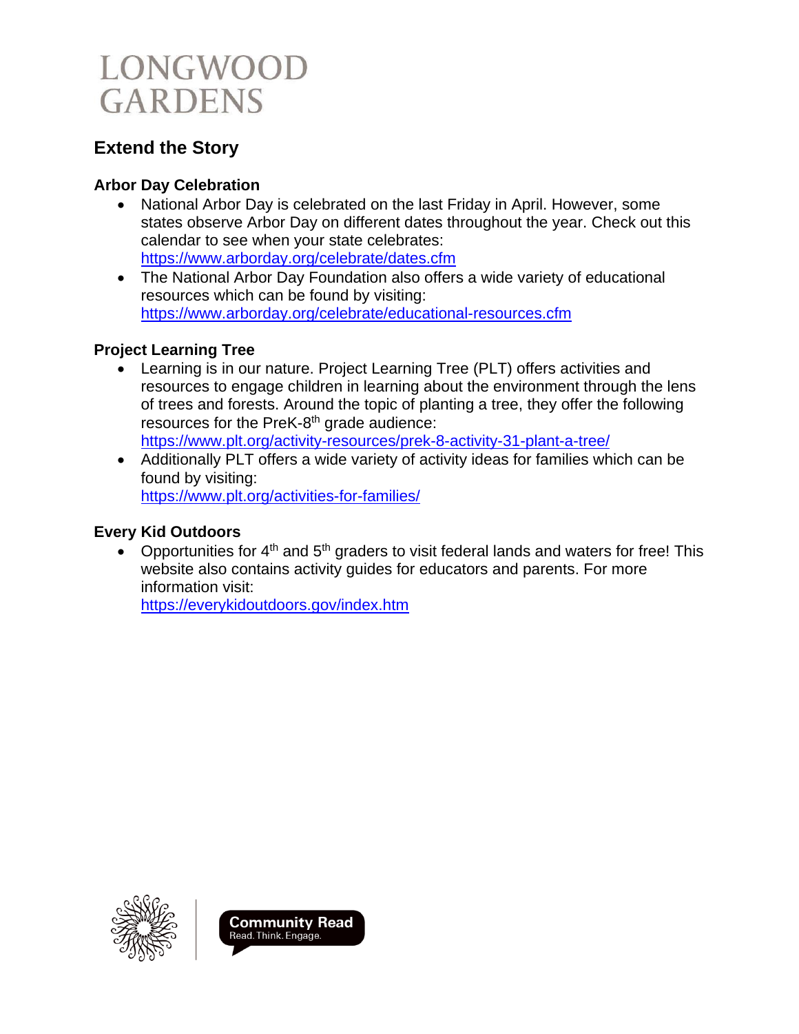LONGWOOD GARDENS

## Extend the Story

### Arbor Day Celebration

- National Arbor Day is celebrated on the last Friday in April. However, some states observe Arbor Day on different dates throughout the year. Check out this calendar to see when your state celebrates: https://www.arborday.org/celebrate/dates.cfm
- The National Arbor Day Foundation also offers a wide variety of educational resources which can be found by visiting: https://www.arborday.org/celebrate/educational-resources.cfm

### Project Learning Tree

- Learning is in our nature. Project Learning Tree (PLT) offers activities and resources to engage children in learning about the environment through the lens of trees and forests. Around the topic of planting a tree, they offer the following resources for the PreK-8th grade audience: https://www.plt.org/activity-resources/prek-8-activity-31-plant-a-tree/
- Additionally PLT offers a wide variety of activity ideas for families which can be found by visiting: https://www.plt.org/activities-for-families/

### Every Kid Outdoors

- Opportunities for 4th and 5th graders to visit federal lands and waters for free! This website also contains activity guides for educators and parents. For more information visit: https://everykidoutdoors.gov/index.htm

Community Read
Read. Think. Engage.